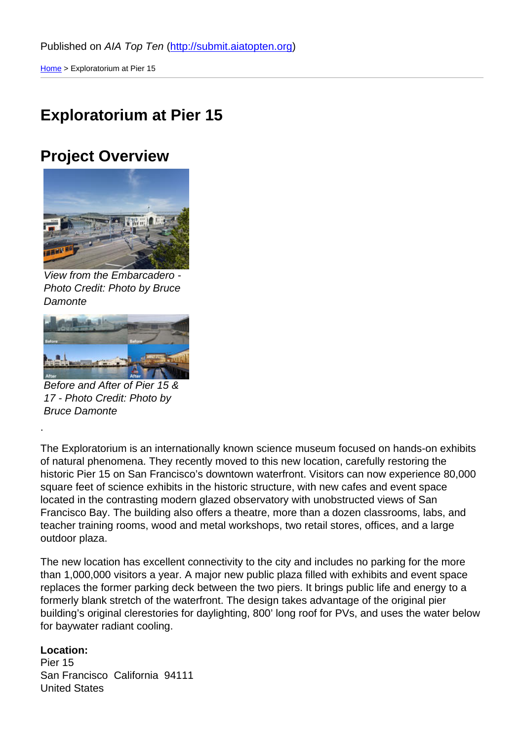Published on *AIA Top Ten* (http://submit.aiatopten.org)

Home > Exploratorium at Pier 15

# Exploratorium at Pier 15

## Project Overview

*View from the Embarcadero - Photo Credit: Photo by Bruce Damonte*

*Before and After of Pier 15 & 17 - Photo Credit: Photo by Bruce Damonte*

.

The Exploratorium is an internationally known science museum focused on hands-on exhibits of natural phenomena. They recently moved to this new location, carefully restoring the historic Pier 15 on San Francisco's downtown waterfront. Visitors can now experience 80,000 square feet of science exhibits in the historic structure, with new cafes and event space located in the contrasting modern glazed observatory with unobstructed views of San Francisco Bay. The building also offers a theatre, more than a dozen classrooms, labs, and teacher training rooms, wood and metal workshops, two retail stores, offices, and a large outdoor plaza.

The new location has excellent connectivity to the city and includes no parking for the more than 1,000,000 visitors a year. A major new public plaza filled with exhibits and event space replaces the former parking deck between the two piers. It brings public life and energy to a formerly blank stretch of the waterfront. The design takes advantage of the original pier building's original clerestories for daylighting, 800' long roof for PVs, and uses the water below for baywater radiant cooling.

**Location:**
Pier 15
San Francisco California 94111
United States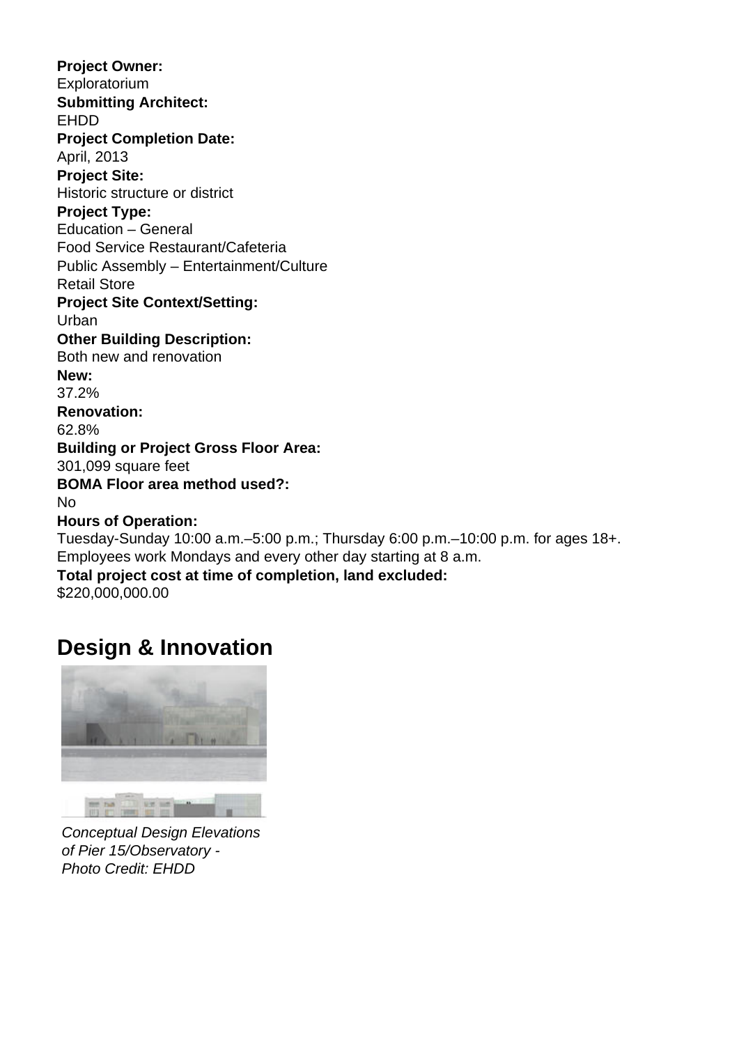**Project Owner:**
Exploratorium
**Submitting Architect:**
EHDD
**Project Completion Date:**
April, 2013
**Project Site:**
Historic structure or district
**Project Type:**
Education – General
Food Service Restaurant/Cafeteria
Public Assembly – Entertainment/Culture
Retail Store
**Project Site Context/Setting:**
Urban
**Other Building Description:**
Both new and renovation
**New:**
37.2%
**Renovation:**
62.8%
**Building or Project Gross Floor Area:**
301,099 square feet
**BOMA Floor area method used?:**
No
**Hours of Operation:**
Tuesday-Sunday 10:00 a.m.–5:00 p.m.; Thursday 6:00 p.m.–10:00 p.m. for ages 18+.
Employees work Mondays and every other day starting at 8 a.m.
**Total project cost at time of completion, land excluded:**
$220,000,000.00

## Design & Innovation

*Conceptual Design Elevations of Pier 15/Observatory - Photo Credit: EHDD*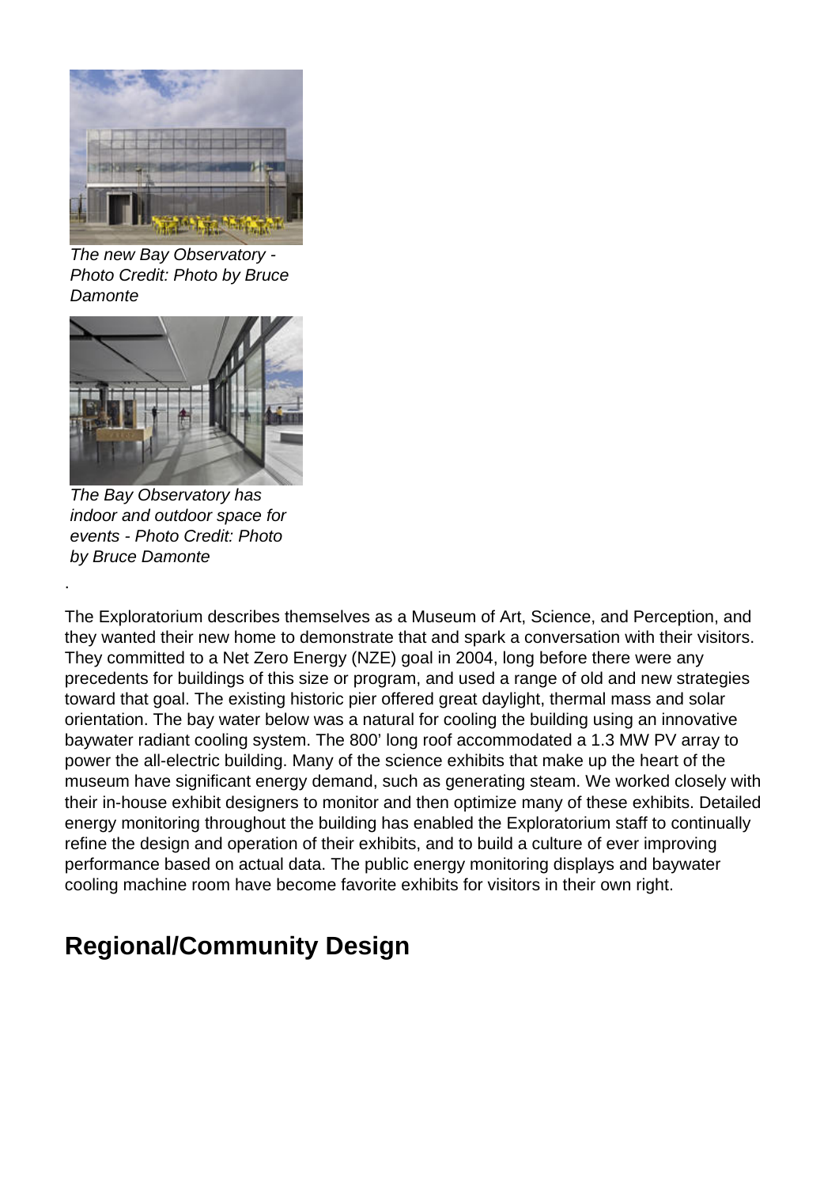*The new Bay Observatory - Photo Credit: Photo by Bruce Damonte*

*The Bay Observatory has indoor and outdoor space for events - Photo Credit: Photo by Bruce Damonte*

.

The Exploratorium describes themselves as a Museum of Art, Science, and Perception, and they wanted their new home to demonstrate that and spark a conversation with their visitors. They committed to a Net Zero Energy (NZE) goal in 2004, long before there were any precedents for buildings of this size or program, and used a range of old and new strategies toward that goal. The existing historic pier offered great daylight, thermal mass and solar orientation. The bay water below was a natural for cooling the building using an innovative baywater radiant cooling system. The 800’ long roof accommodated a 1.3 MW PV array to power the all-electric building. Many of the science exhibits that make up the heart of the museum have significant energy demand, such as generating steam. We worked closely with their in-house exhibit designers to monitor and then optimize many of these exhibits. Detailed energy monitoring throughout the building has enabled the Exploratorium staff to continually refine the design and operation of their exhibits, and to build a culture of ever improving performance based on actual data. The public energy monitoring displays and baywater cooling machine room have become favorite exhibits for visitors in their own right.

## Regional/Community Design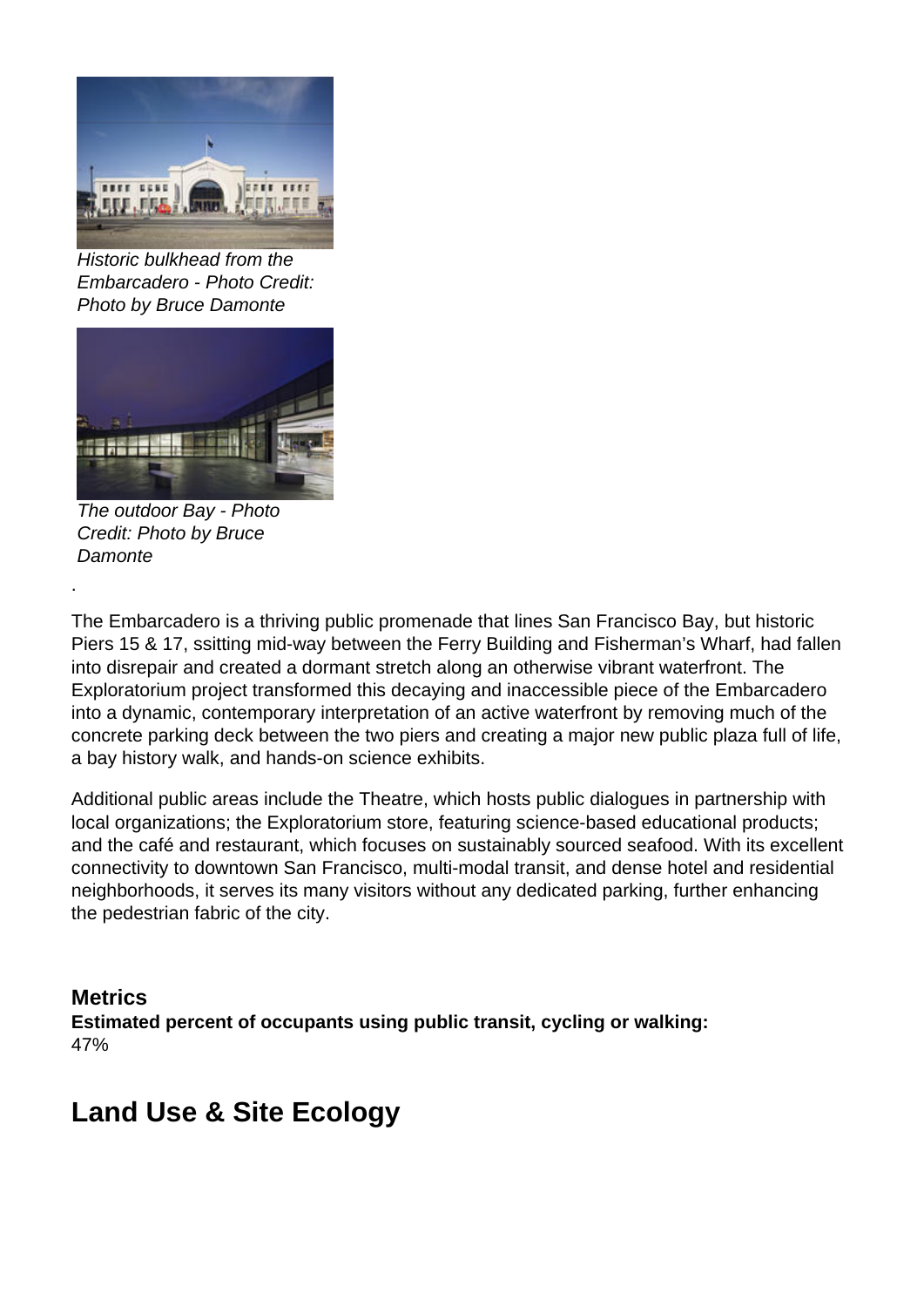*Historic bulkhead from the Embarcadero - Photo Credit: Photo by Bruce Damonte*

*The outdoor Bay - Photo Credit: Photo by Bruce Damonte*

.

The Embarcadero is a thriving public promenade that lines San Francisco Bay, but historic Piers 15 & 17, ssitting mid-way between the Ferry Building and Fisherman's Wharf, had fallen into disrepair and created a dormant stretch along an otherwise vibrant waterfront. The Exploratorium project transformed this decaying and inaccessible piece of the Embarcadero into a dynamic, contemporary interpretation of an active waterfront by removing much of the concrete parking deck between the two piers and creating a major new public plaza full of life, a bay history walk, and hands-on science exhibits.

Additional public areas include the Theatre, which hosts public dialogues in partnership with local organizations; the Exploratorium store, featuring science-based educational products; and the café and restaurant, which focuses on sustainably sourced seafood. With its excellent connectivity to downtown San Francisco, multi-modal transit, and dense hotel and residential neighborhoods, it serves its many visitors without any dedicated parking, further enhancing the pedestrian fabric of the city.

### Metrics

**Estimated percent of occupants using public transit, cycling or walking:**
47%

## Land Use & Site Ecology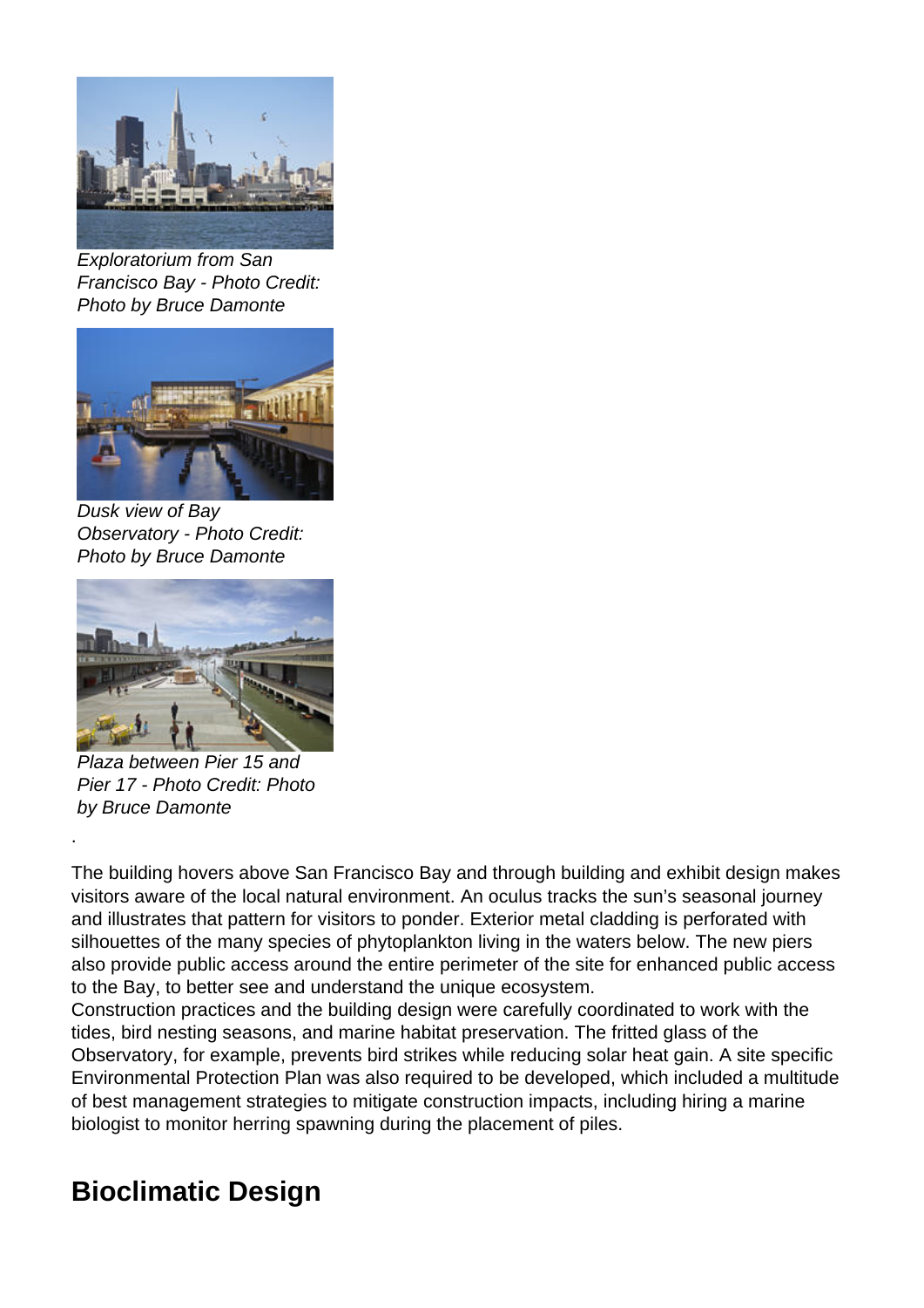*Exploratorium from San Francisco Bay - Photo Credit: Photo by Bruce Damonte*

*Dusk view of Bay Observatory - Photo Credit: Photo by Bruce Damonte*

*Plaza between Pier 15 and Pier 17 - Photo Credit: Photo by Bruce Damonte*

.

The building hovers above San Francisco Bay and through building and exhibit design makes visitors aware of the local natural environment. An oculus tracks the sun's seasonal journey and illustrates that pattern for visitors to ponder. Exterior metal cladding is perforated with silhouettes of the many species of phytoplankton living in the waters below. The new piers also provide public access around the entire perimeter of the site for enhanced public access to the Bay, to better see and understand the unique ecosystem.
Construction practices and the building design were carefully coordinated to work with the tides, bird nesting seasons, and marine habitat preservation. The fritted glass of the Observatory, for example, prevents bird strikes while reducing solar heat gain. A site specific Environmental Protection Plan was also required to be developed, which included a multitude of best management strategies to mitigate construction impacts, including hiring a marine biologist to monitor herring spawning during the placement of piles.

## Bioclimatic Design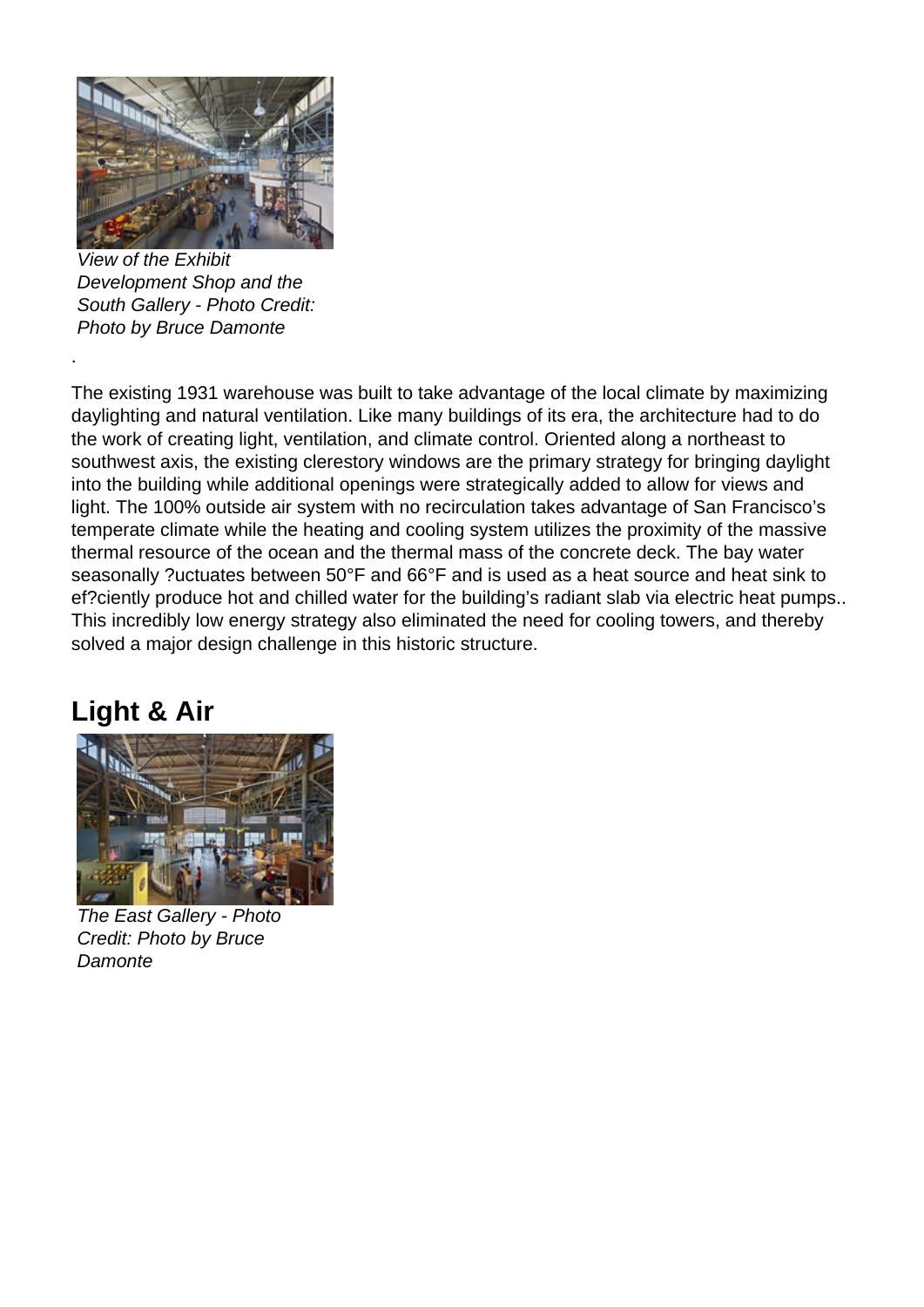*View of the Exhibit Development Shop and the South Gallery - Photo Credit: Photo by Bruce Damonte*

.

The existing 1931 warehouse was built to take advantage of the local climate by maximizing daylighting and natural ventilation. Like many buildings of its era, the architecture had to do the work of creating light, ventilation, and climate control. Oriented along a northeast to southwest axis, the existing clerestory windows are the primary strategy for bringing daylight into the building while additional openings were strategically added to allow for views and light. The 100% outside air system with no recirculation takes advantage of San Francisco's temperate climate while the heating and cooling system utilizes the proximity of the massive thermal resource of the ocean and the thermal mass of the concrete deck. The bay water seasonally ?uctuates between 50°F and 66°F and is used as a heat source and heat sink to ef?ciently produce hot and chilled water for the building's radiant slab via electric heat pumps.. This incredibly low energy strategy also eliminated the need for cooling towers, and thereby solved a major design challenge in this historic structure.

## Light & Air

*The East Gallery - Photo Credit: Photo by Bruce Damonte*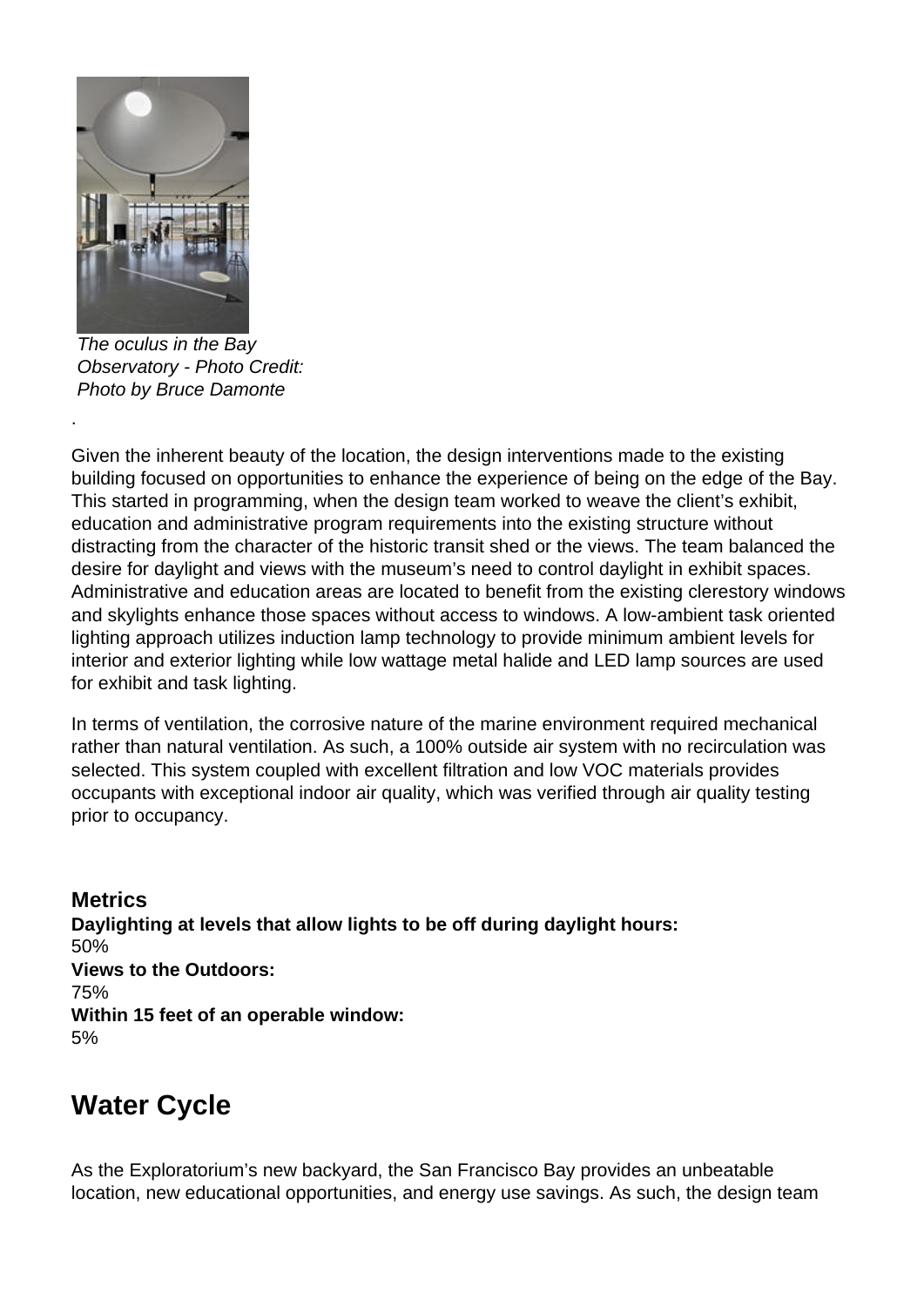*The oculus in the Bay Observatory - Photo Credit: Photo by Bruce Damonte*

.

Given the inherent beauty of the location, the design interventions made to the existing building focused on opportunities to enhance the experience of being on the edge of the Bay. This started in programming, when the design team worked to weave the client's exhibit, education and administrative program requirements into the existing structure without distracting from the character of the historic transit shed or the views. The team balanced the desire for daylight and views with the museum's need to control daylight in exhibit spaces. Administrative and education areas are located to benefit from the existing clerestory windows and skylights enhance those spaces without access to windows. A low-ambient task oriented lighting approach utilizes induction lamp technology to provide minimum ambient levels for interior and exterior lighting while low wattage metal halide and LED lamp sources are used for exhibit and task lighting.

In terms of ventilation, the corrosive nature of the marine environment required mechanical rather than natural ventilation. As such, a 100% outside air system with no recirculation was selected. This system coupled with excellent filtration and low VOC materials provides occupants with exceptional indoor air quality, which was verified through air quality testing prior to occupancy.

### Metrics

**Daylighting at levels that allow lights to be off during daylight hours:**
50%
**Views to the Outdoors:**
75%
**Within 15 feet of an operable window:**
5%

## Water Cycle

As the Exploratorium's new backyard, the San Francisco Bay provides an unbeatable location, new educational opportunities, and energy use savings. As such, the design team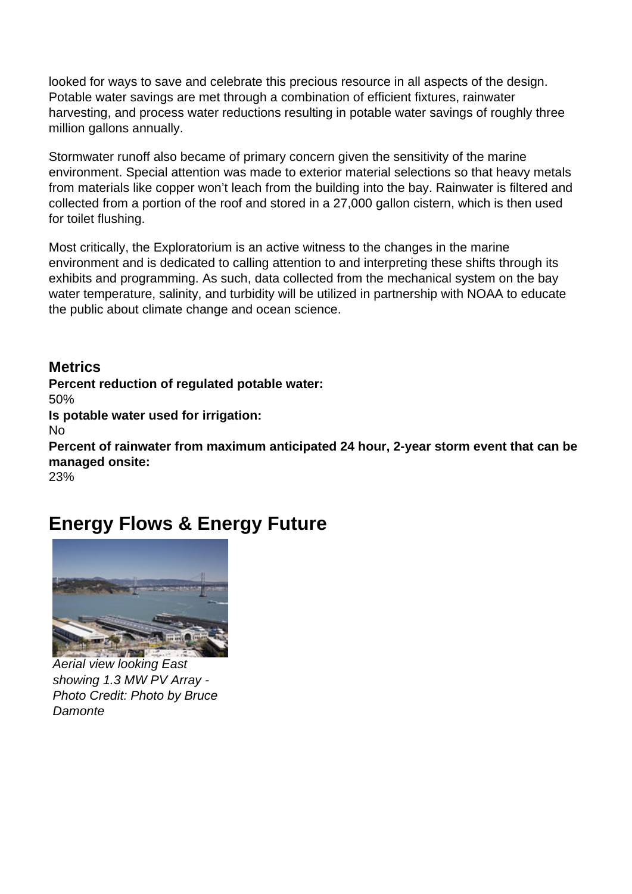looked for ways to save and celebrate this precious resource in all aspects of the design. Potable water savings are met through a combination of efficient fixtures, rainwater harvesting, and process water reductions resulting in potable water savings of roughly three million gallons annually.

Stormwater runoff also became of primary concern given the sensitivity of the marine environment. Special attention was made to exterior material selections so that heavy metals from materials like copper won't leach from the building into the bay. Rainwater is filtered and collected from a portion of the roof and stored in a 27,000 gallon cistern, which is then used for toilet flushing.

Most critically, the Exploratorium is an active witness to the changes in the marine environment and is dedicated to calling attention to and interpreting these shifts through its exhibits and programming. As such, data collected from the mechanical system on the bay water temperature, salinity, and turbidity will be utilized in partnership with NOAA to educate the public about climate change and ocean science.

### Metrics

**Percent reduction of regulated potable water:**
50%

**Is potable water used for irrigation:**
No

**Percent of rainwater from maximum anticipated 24 hour, 2-year storm event that can be managed onsite:**
23%

## Energy Flows & Energy Future

*Aerial view looking East showing 1.3 MW PV Array - Photo Credit: Photo by Bruce Damonte*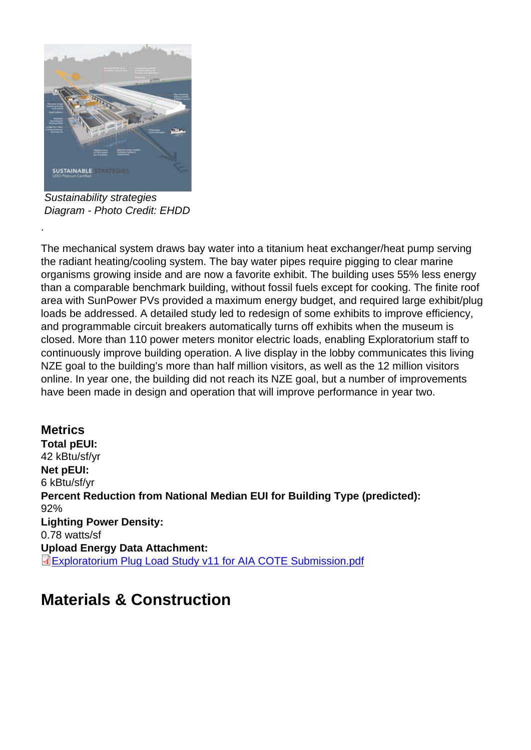*Sustainability strategies Diagram - Photo Credit: EHDD*

.

The mechanical system draws bay water into a titanium heat exchanger/heat pump serving the radiant heating/cooling system. The bay water pipes require pigging to clear marine organisms growing inside and are now a favorite exhibit. The building uses 55% less energy than a comparable benchmark building, without fossil fuels except for cooking. The finite roof area with SunPower PVs provided a maximum energy budget, and required large exhibit/plug loads be addressed. A detailed study led to redesign of some exhibits to improve efficiency, and programmable circuit breakers automatically turns off exhibits when the museum is closed. More than 110 power meters monitor electric loads, enabling Exploratorium staff to continuously improve building operation. A live display in the lobby communicates this living NZE goal to the building's more than half million visitors, as well as the 12 million visitors online. In year one, the building did not reach its NZE goal, but a number of improvements have been made in design and operation that will improve performance in year two.

### Metrics

**Total pEUI:**
42 kBtu/sf/yr

**Net pEUI:**
6 kBtu/sf/yr

**Percent Reduction from National Median EUI for Building Type (predicted):**
92%

**Lighting Power Density:**
0.78 watts/sf

**Upload Energy Data Attachment:**
Exploratorium Plug Load Study v11 for AIA COTE Submission.pdf

## Materials & Construction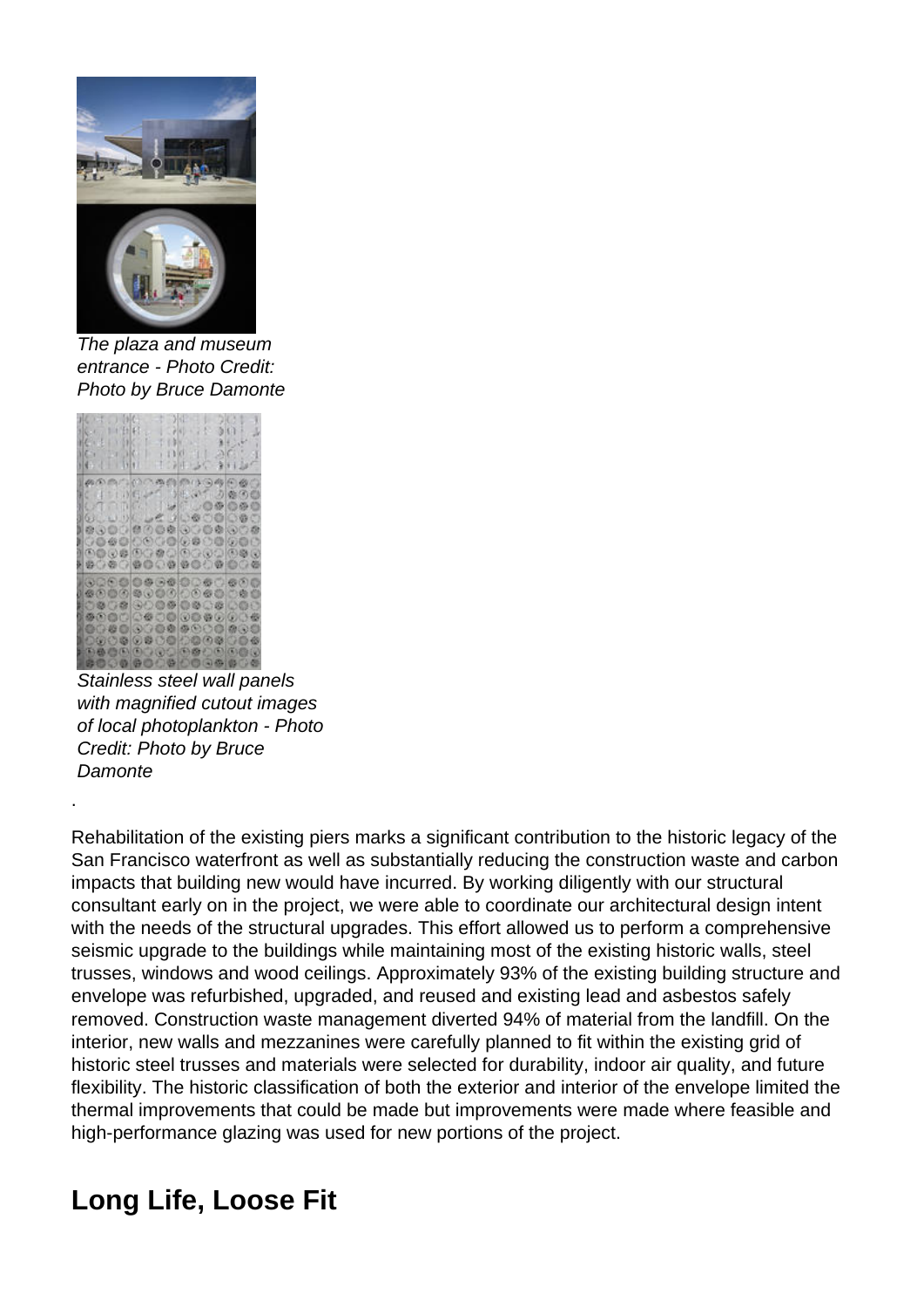*The plaza and museum entrance - Photo Credit: Photo by Bruce Damonte*

*Stainless steel wall panels with magnified cutout images of local photoplankton - Photo Credit: Photo by Bruce Damonte*

.

Rehabilitation of the existing piers marks a significant contribution to the historic legacy of the San Francisco waterfront as well as substantially reducing the construction waste and carbon impacts that building new would have incurred. By working diligently with our structural consultant early on in the project, we were able to coordinate our architectural design intent with the needs of the structural upgrades. This effort allowed us to perform a comprehensive seismic upgrade to the buildings while maintaining most of the existing historic walls, steel trusses, windows and wood ceilings. Approximately 93% of the existing building structure and envelope was refurbished, upgraded, and reused and existing lead and asbestos safely removed. Construction waste management diverted 94% of material from the landfill. On the interior, new walls and mezzanines were carefully planned to fit within the existing grid of historic steel trusses and materials were selected for durability, indoor air quality, and future flexibility. The historic classification of both the exterior and interior of the envelope limited the thermal improvements that could be made but improvements were made where feasible and high-performance glazing was used for new portions of the project.

## Long Life, Loose Fit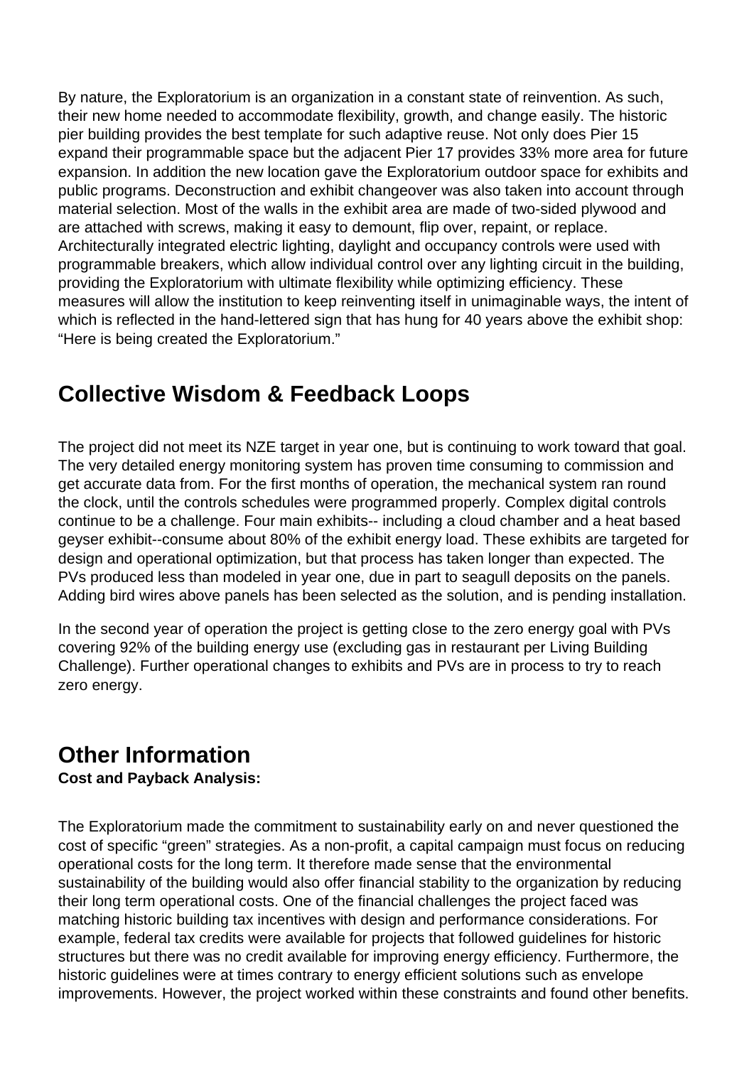By nature, the Exploratorium is an organization in a constant state of reinvention. As such, their new home needed to accommodate flexibility, growth, and change easily. The historic pier building provides the best template for such adaptive reuse. Not only does Pier 15 expand their programmable space but the adjacent Pier 17 provides 33% more area for future expansion. In addition the new location gave the Exploratorium outdoor space for exhibits and public programs. Deconstruction and exhibit changeover was also taken into account through material selection. Most of the walls in the exhibit area are made of two-sided plywood and are attached with screws, making it easy to demount, flip over, repaint, or replace. Architecturally integrated electric lighting, daylight and occupancy controls were used with programmable breakers, which allow individual control over any lighting circuit in the building, providing the Exploratorium with ultimate flexibility while optimizing efficiency. These measures will allow the institution to keep reinventing itself in unimaginable ways, the intent of which is reflected in the hand-lettered sign that has hung for 40 years above the exhibit shop: "Here is being created the Exploratorium."

## Collective Wisdom & Feedback Loops

The project did not meet its NZE target in year one, but is continuing to work toward that goal. The very detailed energy monitoring system has proven time consuming to commission and get accurate data from. For the first months of operation, the mechanical system ran round the clock, until the controls schedules were programmed properly. Complex digital controls continue to be a challenge. Four main exhibits-- including a cloud chamber and a heat based geyser exhibit--consume about 80% of the exhibit energy load. These exhibits are targeted for design and operational optimization, but that process has taken longer than expected. The PVs produced less than modeled in year one, due in part to seagull deposits on the panels. Adding bird wires above panels has been selected as the solution, and is pending installation.

In the second year of operation the project is getting close to the zero energy goal with PVs covering 92% of the building energy use (excluding gas in restaurant per Living Building Challenge). Further operational changes to exhibits and PVs are in process to try to reach zero energy.

## Other Information

**Cost and Payback Analysis:**

The Exploratorium made the commitment to sustainability early on and never questioned the cost of specific "green" strategies. As a non-profit, a capital campaign must focus on reducing operational costs for the long term. It therefore made sense that the environmental sustainability of the building would also offer financial stability to the organization by reducing their long term operational costs. One of the financial challenges the project faced was matching historic building tax incentives with design and performance considerations. For example, federal tax credits were available for projects that followed guidelines for historic structures but there was no credit available for improving energy efficiency. Furthermore, the historic guidelines were at times contrary to energy efficient solutions such as envelope improvements. However, the project worked within these constraints and found other benefits.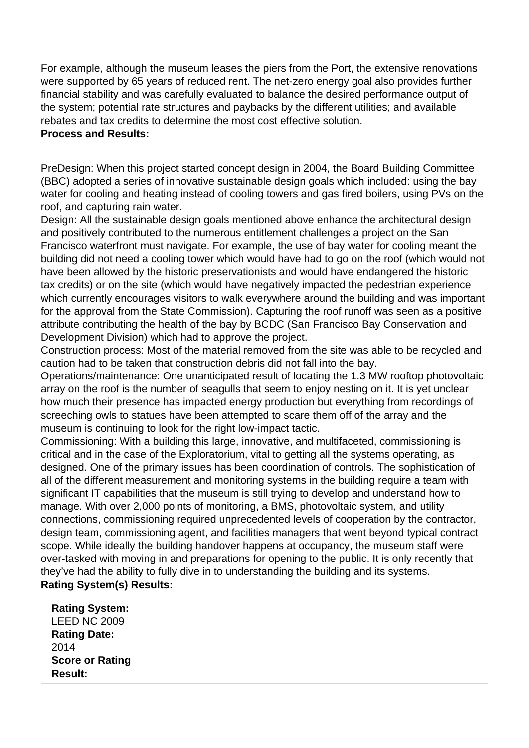For example, although the museum leases the piers from the Port, the extensive renovations were supported by 65 years of reduced rent. The net-zero energy goal also provides further financial stability and was carefully evaluated to balance the desired performance output of the system; potential rate structures and paybacks by the different utilities; and available rebates and tax credits to determine the most cost effective solution.

**Process and Results:**

PreDesign: When this project started concept design in 2004, the Board Building Committee (BBC) adopted a series of innovative sustainable design goals which included: using the bay water for cooling and heating instead of cooling towers and gas fired boilers, using PVs on the roof, and capturing rain water.

Design: All the sustainable design goals mentioned above enhance the architectural design and positively contributed to the numerous entitlement challenges a project on the San Francisco waterfront must navigate. For example, the use of bay water for cooling meant the building did not need a cooling tower which would have had to go on the roof (which would not have been allowed by the historic preservationists and would have endangered the historic tax credits) or on the site (which would have negatively impacted the pedestrian experience which currently encourages visitors to walk everywhere around the building and was important for the approval from the State Commission). Capturing the roof runoff was seen as a positive attribute contributing the health of the bay by BCDC (San Francisco Bay Conservation and Development Division) which had to approve the project.

Construction process: Most of the material removed from the site was able to be recycled and caution had to be taken that construction debris did not fall into the bay.

Operations/maintenance: One unanticipated result of locating the 1.3 MW rooftop photovoltaic array on the roof is the number of seagulls that seem to enjoy nesting on it. It is yet unclear how much their presence has impacted energy production but everything from recordings of screeching owls to statues have been attempted to scare them off of the array and the museum is continuing to look for the right low-impact tactic.

Commissioning: With a building this large, innovative, and multifaceted, commissioning is critical and in the case of the Exploratorium, vital to getting all the systems operating, as designed. One of the primary issues has been coordination of controls. The sophistication of all of the different measurement and monitoring systems in the building require a team with significant IT capabilities that the museum is still trying to develop and understand how to manage. With over 2,000 points of monitoring, a BMS, photovoltaic system, and utility connections, commissioning required unprecedented levels of cooperation by the contractor, design team, commissioning agent, and facilities managers that went beyond typical contract scope. While ideally the building handover happens at occupancy, the museum staff were over-tasked with moving in and preparations for opening to the public. It is only recently that they've had the ability to fully dive in to understanding the building and its systems.

**Rating System(s) Results:**

**Rating System:**
LEED NC 2009

**Rating Date:**
2014

**Score or Rating Result:**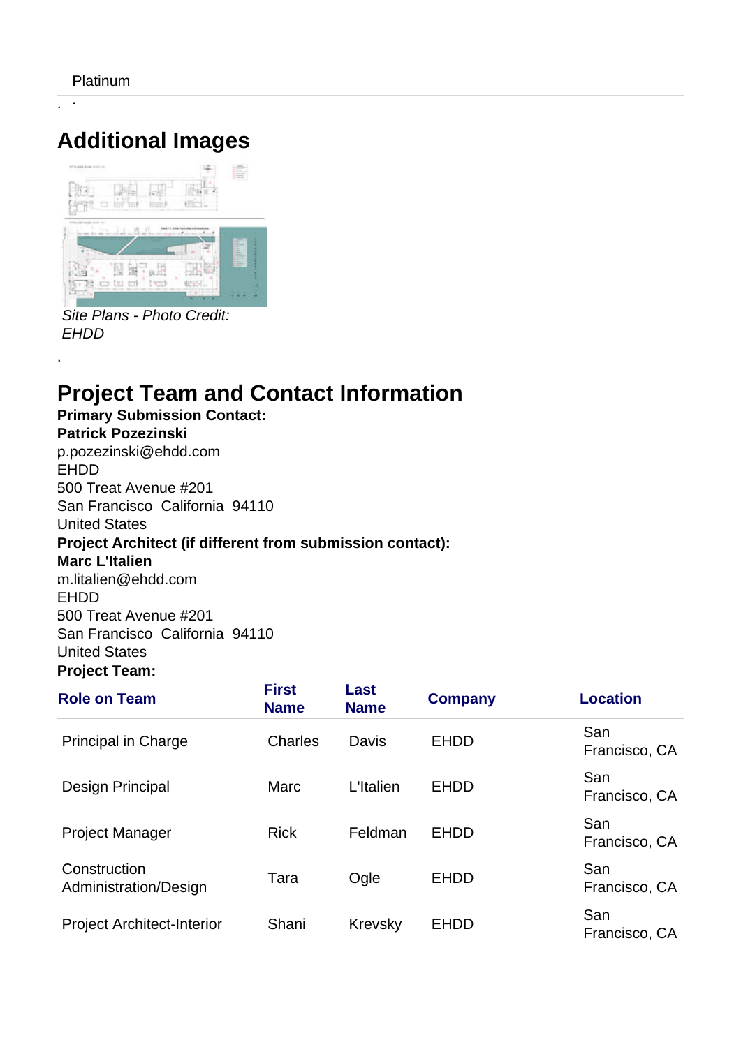Platinum

## Additional Images

*Site Plans - Photo Credit: EHDD*

## Project Team and Contact Information

**Primary Submission Contact:**
**Patrick Pozezinski**
p.pozezinski@ehdd.com
EHDD
500 Treat Avenue #201
San Francisco California 94110
United States

**Project Architect (if different from submission contact):**
**Marc L'Italien**
m.litalien@ehdd.com
EHDD
500 Treat Avenue #201
San Francisco California 94110
United States

**Project Team:**

| Role on Team | First Name | Last Name | Company | Location |
|---|---|---|---|---|
| Principal in Charge | Charles | Davis | EHDD | San Francisco, CA |
| Design Principal | Marc | L'Italien | EHDD | San Francisco, CA |
| Project Manager | Rick | Feldman | EHDD | San Francisco, CA |
| Construction Administration/Design | Tara | Ogle | EHDD | San Francisco, CA |
| Project Architect-Interior | Shani | Krevsky | EHDD | San Francisco, CA |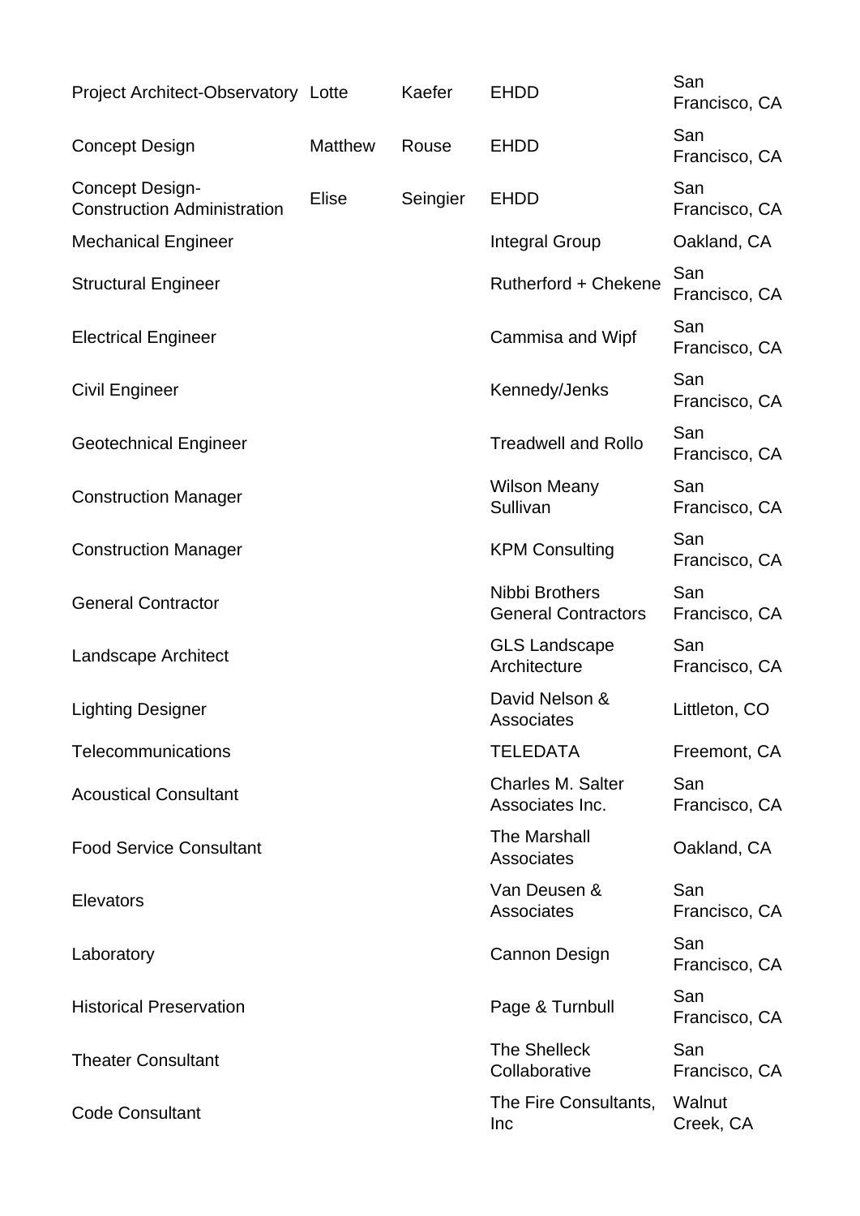| | | | | |
|---|---|---|---|---|
| Project Architect-Observatory | Lotte | Kaefer | EHDD | San Francisco, CA |
| Concept Design | Matthew | Rouse | EHDD | San Francisco, CA |
| Concept Design-Construction Administration | Elise | Seingier | EHDD | San Francisco, CA |
| Mechanical Engineer | | | Integral Group | Oakland, CA |
| Structural Engineer | | | Rutherford + Chekene | San Francisco, CA |
| Electrical Engineer | | | Cammisa and Wipf | San Francisco, CA |
| Civil Engineer | | | Kennedy/Jenks | San Francisco, CA |
| Geotechnical Engineer | | | Treadwell and Rollo | San Francisco, CA |
| Construction Manager | | | Wilson Meany Sullivan | San Francisco, CA |
| Construction Manager | | | KPM Consulting | San Francisco, CA |
| General Contractor | | | Nibbi Brothers General Contractors | San Francisco, CA |
| Landscape Architect | | | GLS Landscape Architecture | San Francisco, CA |
| Lighting Designer | | | David Nelson & Associates | Littleton, CO |
| Telecommunications | | | TELEDATA | Freemont, CA |
| Acoustical Consultant | | | Charles M. Salter Associates Inc. | San Francisco, CA |
| Food Service Consultant | | | The Marshall Associates | Oakland, CA |
| Elevators | | | Van Deusen & Associates | San Francisco, CA |
| Laboratory | | | Cannon Design | San Francisco, CA |
| Historical Preservation | | | Page & Turnbull | San Francisco, CA |
| Theater Consultant | | | The Shelleck Collaborative | San Francisco, CA |
| Code Consultant | | | The Fire Consultants, Inc | Walnut Creek, CA |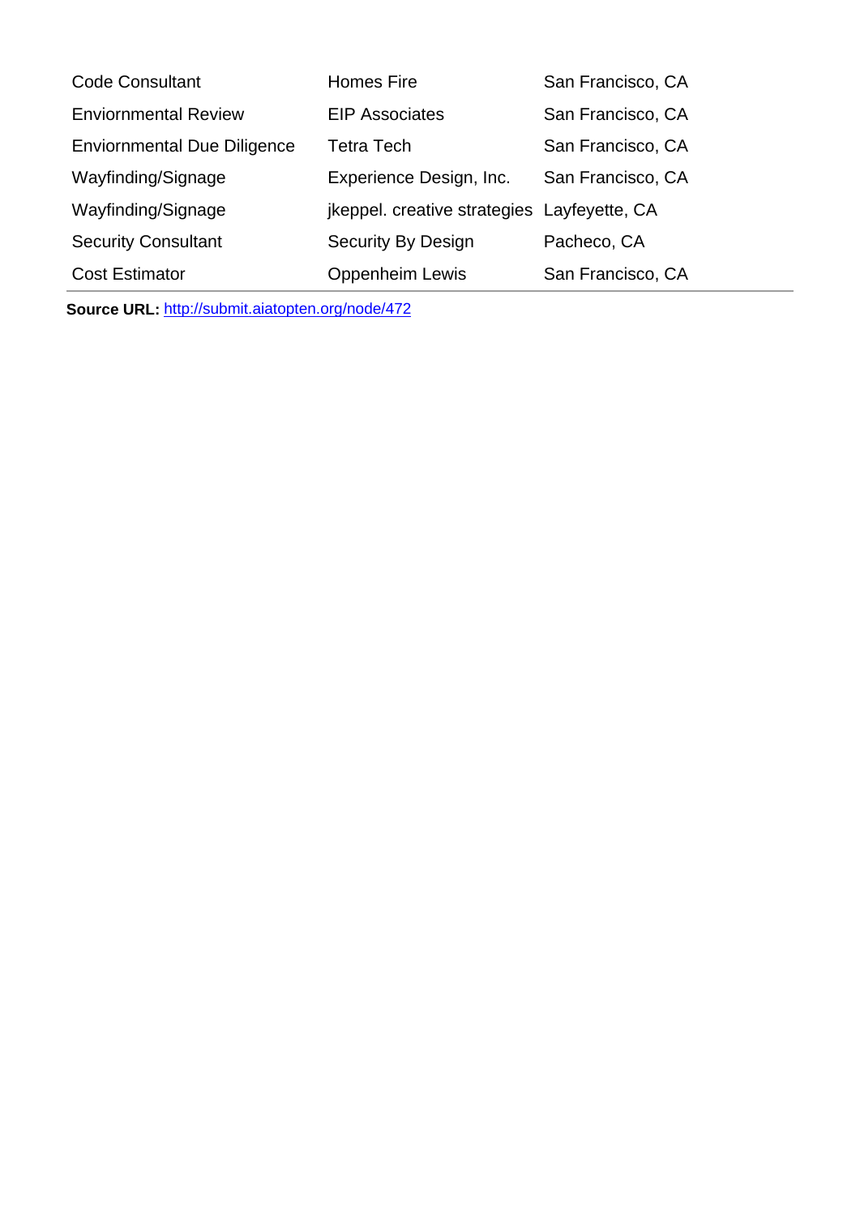| | | |
|---|---|---|
| Code Consultant | Homes Fire | San Francisco, CA |
| Enviornmental Review | EIP Associates | San Francisco, CA |
| Enviornmental Due Diligence | Tetra Tech | San Francisco, CA |
| Wayfinding/Signage | Experience Design, Inc. | San Francisco, CA |
| Wayfinding/Signage | jkeppel. creative strategies | Layfeyette, CA |
| Security Consultant | Security By Design | Pacheco, CA |
| Cost Estimator | Oppenheim Lewis | San Francisco, CA |

**Source URL:** http://submit.aiatopten.org/node/472